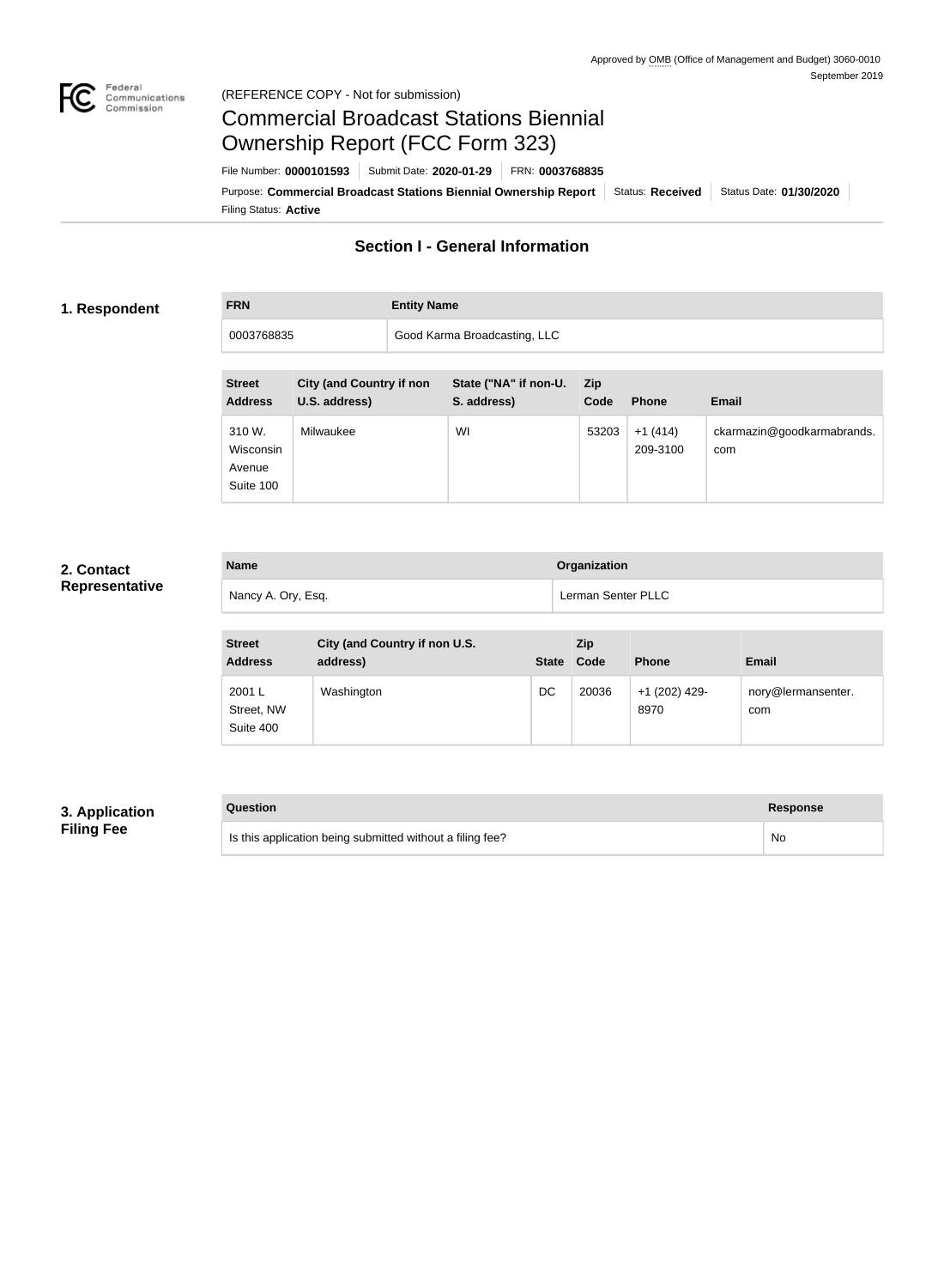Approved by OMB (Office of Management and Budget) 3060-0010
September 2019

(REFERENCE COPY - Not for submission)

# Commercial Broadcast Stations Biennial Ownership Report (FCC Form 323)

File Number: **0000101593** | Submit Date: **2020-01-29** | FRN: **0003768835**

Purpose: **Commercial Broadcast Stations Biennial Ownership Report** | Status: **Received** | Status Date: **01/30/2020**

Filing Status: **Active**

## Section I - General Information

### 1. Respondent

| FRN | Entity Name |
| --- | --- |
| 0003768835 | Good Karma Broadcasting, LLC |

| Street Address | City (and Country if non U.S. address) | State ("NA" if non-U. S. address) | Zip Code | Phone | Email |
| --- | --- | --- | --- | --- | --- |
| 310 W. Wisconsin Avenue Suite 100 | Milwaukee | WI | 53203 | +1 (414) 209-3100 | ckarmazin@goodkarmabrands.com |

### 2. Contact Representative

| Name | Organization |
| --- | --- |
| Nancy A. Ory, Esq. | Lerman Senter PLLC |

| Street Address | City (and Country if non U.S. address) | State | Zip Code | Phone | Email |
| --- | --- | --- | --- | --- | --- |
| 2001 L Street, NW Suite 400 | Washington | DC | 20036 | +1 (202) 429-8970 | nory@lermansenter.com |

### 3. Application Filing Fee

| Question | Response |
| --- | --- |
| Is this application being submitted without a filing fee? | No |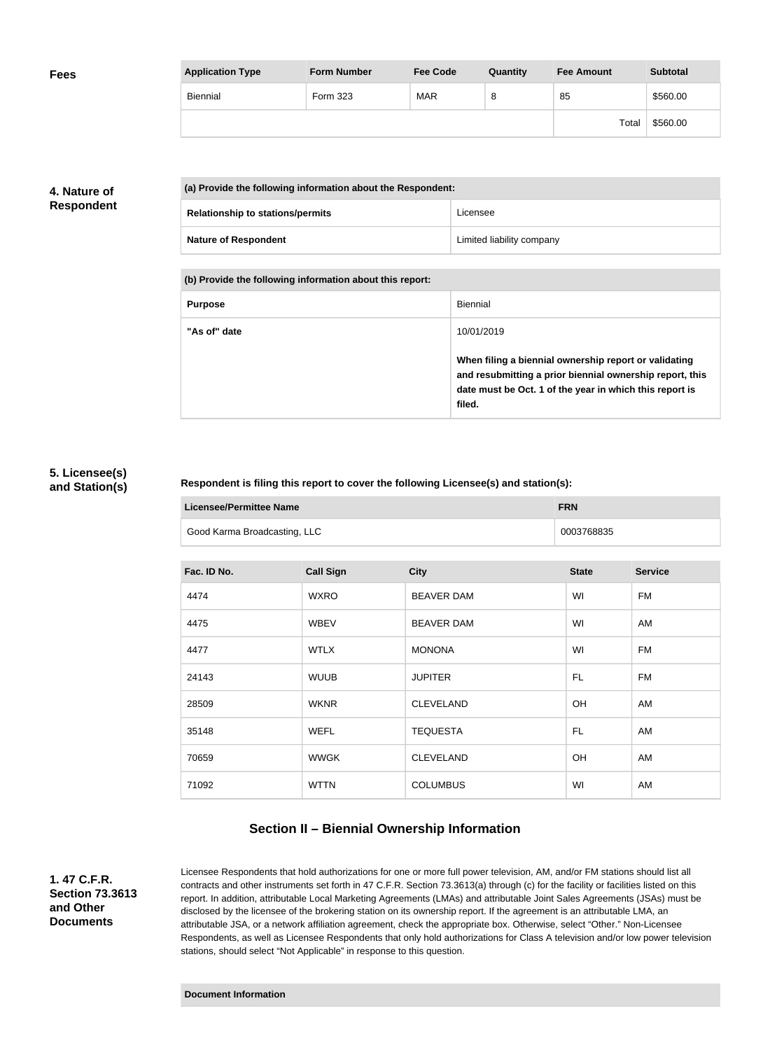**Fees**

| Application Type | Form Number | Fee Code | Quantity | Fee Amount | Subtotal |
|---|---|---|---|---|---|
| Biennial | Form 323 | MAR | 8 | 85 | $560.00 |
| | | | | Total | $560.00 |

**4. Nature of Respondent**

| (a) Provide the following information about the Respondent: | |
|---|---|
| **Relationship to stations/permits** | Licensee |
| **Nature of Respondent** | Limited liability company |

| (b) Provide the following information about this report: | |
|---|---|
| **Purpose** | Biennial |
| **"As of" date** | 10/01/2019<br><br>**When filing a biennial ownership report or validating and resubmitting a prior biennial ownership report, this date must be Oct. 1 of the year in which this report is filed.** |

**5. Licensee(s) and Station(s)**

**Respondent is filing this report to cover the following Licensee(s) and station(s):**

| Licensee/Permittee Name | FRN |
|---|---|
| Good Karma Broadcasting, LLC | 0003768835 |

| Fac. ID No. | Call Sign | City | State | Service |
|---|---|---|---|---|
| 4474 | WXRO | BEAVER DAM | WI | FM |
| 4475 | WBEV | BEAVER DAM | WI | AM |
| 4477 | WTLX | MONONA | WI | FM |
| 24143 | WUUB | JUPITER | FL | FM |
| 28509 | WKNR | CLEVELAND | OH | AM |
| 35148 | WEFL | TEQUESTA | FL | AM |
| 70659 | WWGK | CLEVELAND | OH | AM |
| 71092 | WTTN | COLUMBUS | WI | AM |

## Section II – Biennial Ownership Information

**1. 47 C.F.R. Section 73.3613 and Other Documents**

Licensee Respondents that hold authorizations for one or more full power television, AM, and/or FM stations should list all contracts and other instruments set forth in 47 C.F.R. Section 73.3613(a) through (c) for the facility or facilities listed on this report. In addition, attributable Local Marketing Agreements (LMAs) and attributable Joint Sales Agreements (JSAs) must be disclosed by the licensee of the brokering station on its ownership report. If the agreement is an attributable LMA, an attributable JSA, or a network affiliation agreement, check the appropriate box. Otherwise, select "Other." Non-Licensee Respondents, as well as Licensee Respondents that only hold authorizations for Class A television and/or low power television stations, should select "Not Applicable" in response to this question.

| Document Information |
|---|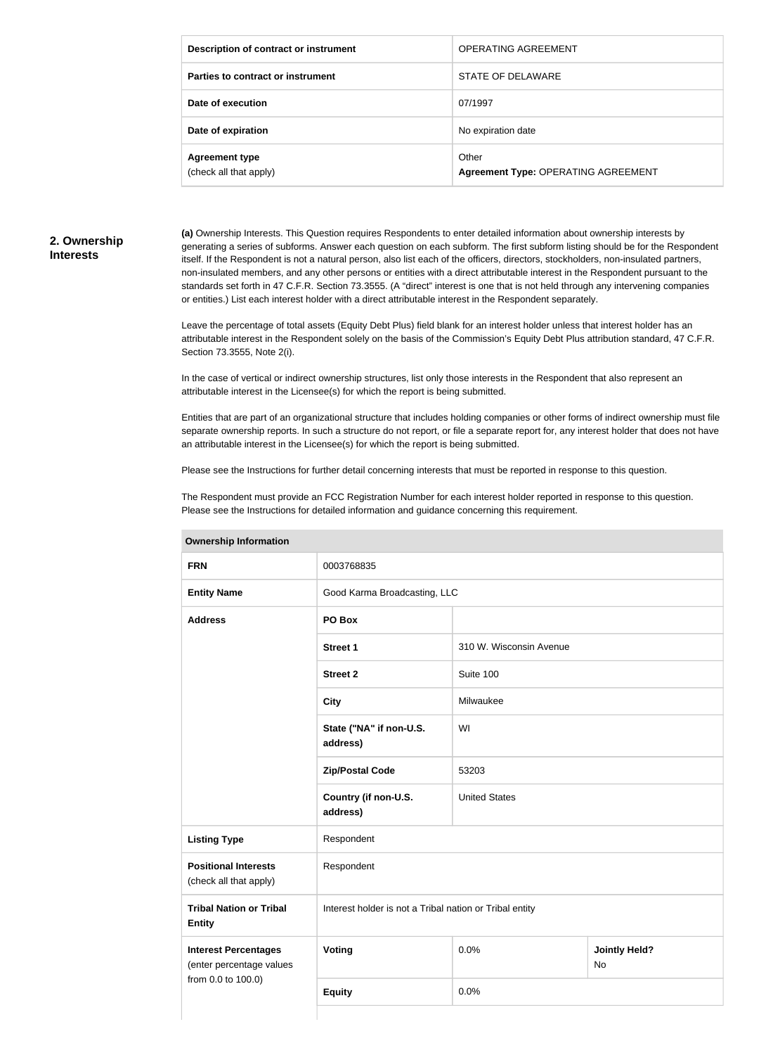| Description of contract or instrument | OPERATING AGREEMENT |
| --- | --- |
| Parties to contract or instrument | STATE OF DELAWARE |
| Date of execution | 07/1997 |
| Date of expiration | No expiration date |
| **Agreement type** (check all that apply) | Other **Agreement Type:** OPERATING AGREEMENT |

## 2. Ownership Interests

**(a)** Ownership Interests. This Question requires Respondents to enter detailed information about ownership interests by generating a series of subforms. Answer each question on each subform. The first subform listing should be for the Respondent itself. If the Respondent is not a natural person, also list each of the officers, directors, stockholders, non-insulated partners, non-insulated members, and any other persons or entities with a direct attributable interest in the Respondent pursuant to the standards set forth in 47 C.F.R. Section 73.3555. (A "direct" interest is one that is not held through any intervening companies or entities.) List each interest holder with a direct attributable interest in the Respondent separately.

Leave the percentage of total assets (Equity Debt Plus) field blank for an interest holder unless that interest holder has an attributable interest in the Respondent solely on the basis of the Commission's Equity Debt Plus attribution standard, 47 C.F.R. Section 73.3555, Note 2(i).

In the case of vertical or indirect ownership structures, list only those interests in the Respondent that also represent an attributable interest in the Licensee(s) for which the report is being submitted.

Entities that are part of an organizational structure that includes holding companies or other forms of indirect ownership must file separate ownership reports. In such a structure do not report, or file a separate report for, any interest holder that does not have an attributable interest in the Licensee(s) for which the report is being submitted.

Please see the Instructions for further detail concerning interests that must be reported in response to this question.

The Respondent must provide an FCC Registration Number for each interest holder reported in response to this question. Please see the Instructions for detailed information and guidance concerning this requirement.

| Ownership Information | | | |
| --- | --- | --- | --- |
| **FRN** | 0003768835 | | |
| **Entity Name** | Good Karma Broadcasting, LLC | | |
| **Address** | **PO Box** | | |
| | **Street 1** | 310 W. Wisconsin Avenue | |
| | **Street 2** | Suite 100 | |
| | **City** | Milwaukee | |
| | **State ("NA" if non-U.S. address)** | WI | |
| | **Zip/Postal Code** | 53203 | |
| | **Country (if non-U.S. address)** | United States | |
| **Listing Type** | Respondent | | |
| **Positional Interests** (check all that apply) | Respondent | | |
| **Tribal Nation or Tribal Entity** | Interest holder is not a Tribal nation or Tribal entity | | |
| **Interest Percentages** (enter percentage values from 0.0 to 100.0) | **Voting** | 0.0% | **Jointly Held?** No |
| | **Equity** | 0.0% | |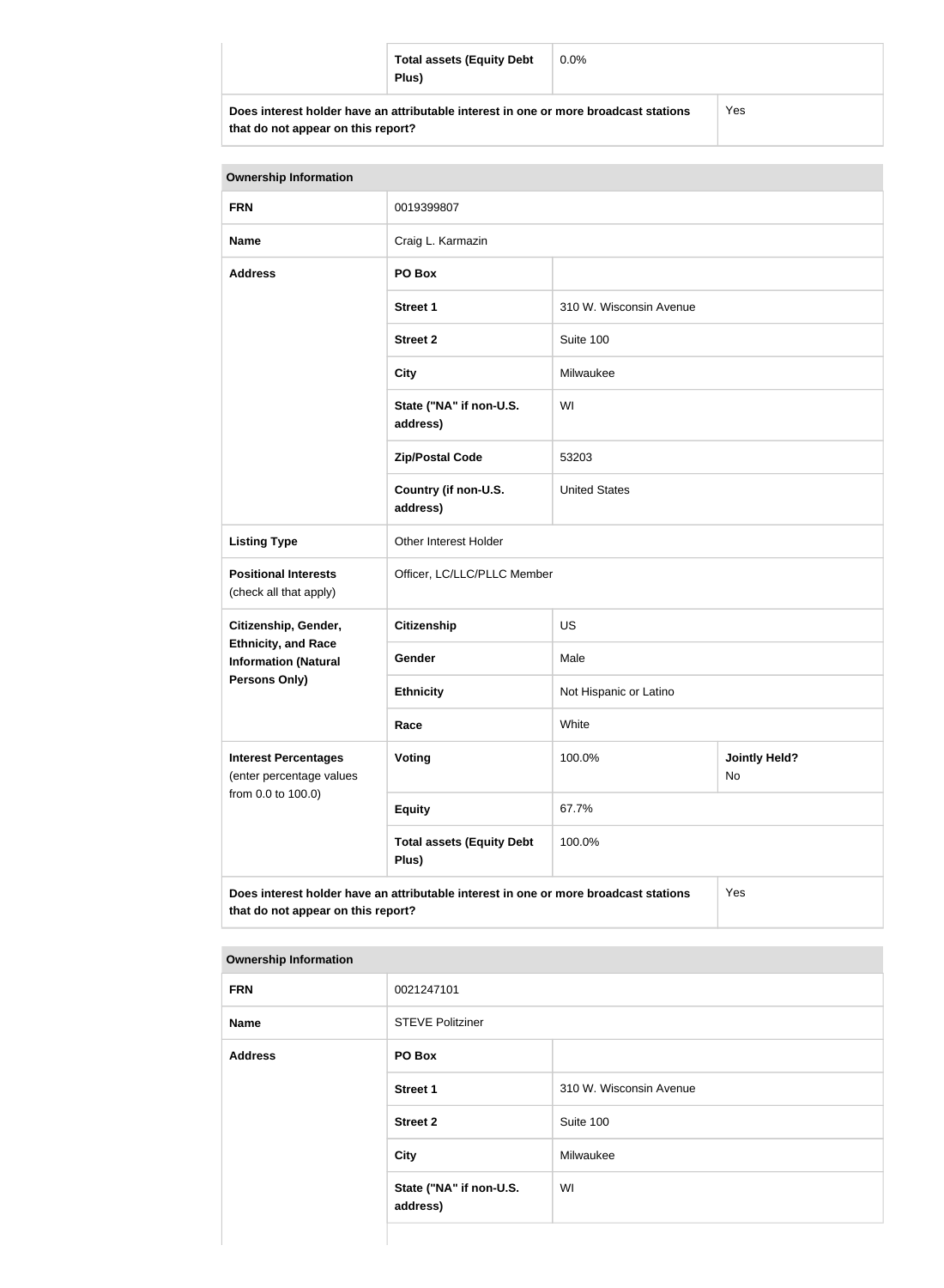| | | |
|---|---|---|
| | **Total assets (Equity Debt Plus)** | 0.0% |
| **Does interest holder have an attributable interest in one or more broadcast stations that do not appear on this report?** | | Yes |

| **Ownership Information** | | | |
|---|---|---|---|
| **FRN** | 0019399807 | | |
| **Name** | Craig L. Karmazin | | |
| **Address** | **PO Box** | | |
| | **Street 1** | 310 W. Wisconsin Avenue | |
| | **Street 2** | Suite 100 | |
| | **City** | Milwaukee | |
| | **State ("NA" if non-U.S. address)** | WI | |
| | **Zip/Postal Code** | 53203 | |
| | **Country (if non-U.S. address)** | United States | |
| **Listing Type** | Other Interest Holder | | |
| **Positional Interests** (check all that apply) | Officer, LC/LLC/PLLC Member | | |
| **Citizenship, Gender, Ethnicity, and Race Information (Natural Persons Only)** | **Citizenship** | US | |
| | **Gender** | Male | |
| | **Ethnicity** | Not Hispanic or Latino | |
| | **Race** | White | |
| **Interest Percentages** (enter percentage values from 0.0 to 100.0) | **Voting** | 100.0% | **Jointly Held?** No |
| | **Equity** | 67.7% | |
| | **Total assets (Equity Debt Plus)** | 100.0% | |
| **Does interest holder have an attributable interest in one or more broadcast stations that do not appear on this report?** | | | Yes |

| **Ownership Information** | | |
|---|---|---|
| **FRN** | 0021247101 | |
| **Name** | STEVE Politziner | |
| **Address** | **PO Box** | |
| | **Street 1** | 310 W. Wisconsin Avenue |
| | **Street 2** | Suite 100 |
| | **City** | Milwaukee |
| | **State ("NA" if non-U.S. address)** | WI |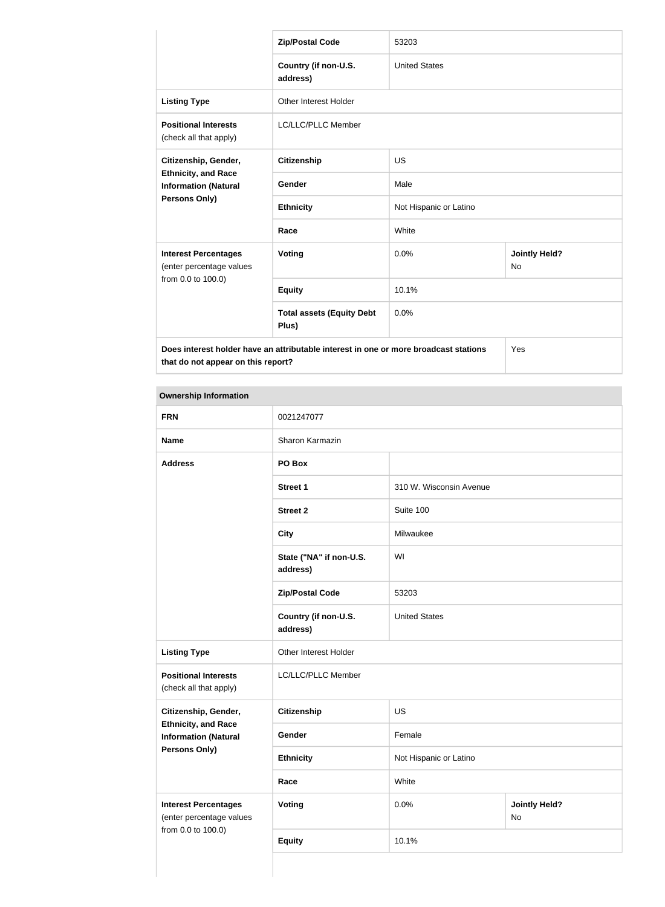| | | | |
|---|---|---|---|
| | **Zip/Postal Code** | 53203 | |
| | **Country (if non-U.S. address)** | United States | |
| **Listing Type** | Other Interest Holder | | |
| **Positional Interests** (check all that apply) | LC/LLC/PLLC Member | | |
| **Citizenship, Gender, Ethnicity, and Race Information (Natural Persons Only)** | **Citizenship** | US | |
| | **Gender** | Male | |
| | **Ethnicity** | Not Hispanic or Latino | |
| | **Race** | White | |
| **Interest Percentages** (enter percentage values from 0.0 to 100.0) | **Voting** | 0.0% | **Jointly Held?** No |
| | **Equity** | 10.1% | |
| | **Total assets (Equity Debt Plus)** | 0.0% | |
| **Does interest holder have an attributable interest in one or more broadcast stations that do not appear on this report?** | | | Yes |

| **Ownership Information** | | | |
|---|---|---|---|
| **FRN** | 0021247077 | | |
| **Name** | Sharon Karmazin | | |
| **Address** | **PO Box** | | |
| | **Street 1** | 310 W. Wisconsin Avenue | |
| | **Street 2** | Suite 100 | |
| | **City** | Milwaukee | |
| | **State ("NA" if non-U.S. address)** | WI | |
| | **Zip/Postal Code** | 53203 | |
| | **Country (if non-U.S. address)** | United States | |
| **Listing Type** | Other Interest Holder | | |
| **Positional Interests** (check all that apply) | LC/LLC/PLLC Member | | |
| **Citizenship, Gender, Ethnicity, and Race Information (Natural Persons Only)** | **Citizenship** | US | |
| | **Gender** | Female | |
| | **Ethnicity** | Not Hispanic or Latino | |
| | **Race** | White | |
| **Interest Percentages** (enter percentage values from 0.0 to 100.0) | **Voting** | 0.0% | **Jointly Held?** No |
| | **Equity** | 10.1% | |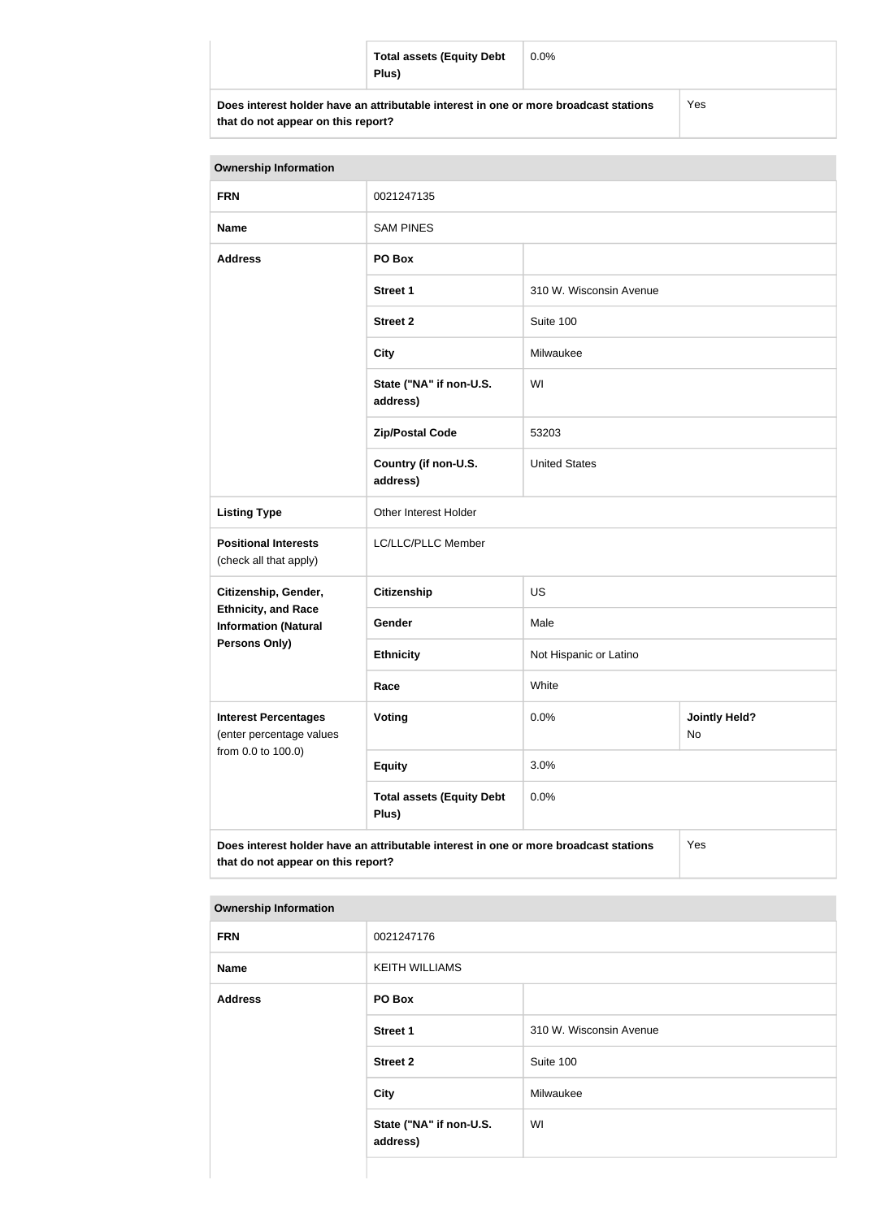| | | |
|---|---|---|
| | **Total assets (Equity Debt Plus)** | 0.0% |
| **Does interest holder have an attributable interest in one or more broadcast stations that do not appear on this report?** | | Yes |

| **Ownership Information** | | | |
|---|---|---|---|
| **FRN** | 0021247135 | | |
| **Name** | SAM PINES | | |
| **Address** | **PO Box** | | |
| | **Street 1** | 310 W. Wisconsin Avenue | |
| | **Street 2** | Suite 100 | |
| | **City** | Milwaukee | |
| | **State ("NA" if non-U.S. address)** | WI | |
| | **Zip/Postal Code** | 53203 | |
| | **Country (if non-U.S. address)** | United States | |
| **Listing Type** | Other Interest Holder | | |
| **Positional Interests** (check all that apply) | LC/LLC/PLLC Member | | |
| **Citizenship, Gender, Ethnicity, and Race Information (Natural Persons Only)** | **Citizenship** | US | |
| | **Gender** | Male | |
| | **Ethnicity** | Not Hispanic or Latino | |
| | **Race** | White | |
| **Interest Percentages** (enter percentage values from 0.0 to 100.0) | **Voting** | 0.0% | **Jointly Held?** No |
| | **Equity** | 3.0% | |
| | **Total assets (Equity Debt Plus)** | 0.0% | |
| **Does interest holder have an attributable interest in one or more broadcast stations that do not appear on this report?** | | | Yes |

| **Ownership Information** | | |
|---|---|---|
| **FRN** | 0021247176 | |
| **Name** | KEITH WILLIAMS | |
| **Address** | **PO Box** | |
| | **Street 1** | 310 W. Wisconsin Avenue |
| | **Street 2** | Suite 100 |
| | **City** | Milwaukee |
| | **State ("NA" if non-U.S. address)** | WI |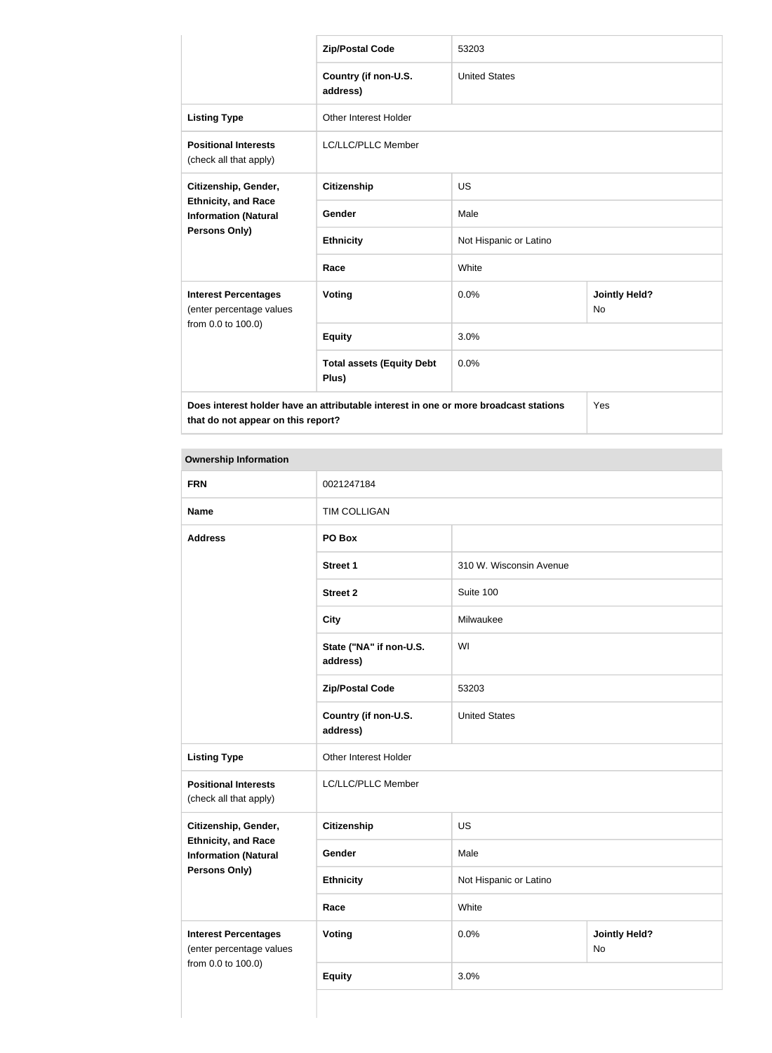| | | | |
|---|---|---|---|
| | **Zip/Postal Code** | 53203 | |
| | **Country (if non-U.S. address)** | United States | |
| **Listing Type** | Other Interest Holder | | |
| **Positional Interests** (check all that apply) | LC/LLC/PLLC Member | | |
| **Citizenship, Gender, Ethnicity, and Race Information (Natural Persons Only)** | **Citizenship** | US | |
| | **Gender** | Male | |
| | **Ethnicity** | Not Hispanic or Latino | |
| | **Race** | White | |
| **Interest Percentages** (enter percentage values from 0.0 to 100.0) | **Voting** | 0.0% | **Jointly Held?** No |
| | **Equity** | 3.0% | |
| | **Total assets (Equity Debt Plus)** | 0.0% | |
| **Does interest holder have an attributable interest in one or more broadcast stations that do not appear on this report?** | | | Yes |

**Ownership Information**

| | | | |
|---|---|---|---|
| **FRN** | 0021247184 | | |
| **Name** | TIM COLLIGAN | | |
| **Address** | **PO Box** | | |
| | **Street 1** | 310 W. Wisconsin Avenue | |
| | **Street 2** | Suite 100 | |
| | **City** | Milwaukee | |
| | **State ("NA" if non-U.S. address)** | WI | |
| | **Zip/Postal Code** | 53203 | |
| | **Country (if non-U.S. address)** | United States | |
| **Listing Type** | Other Interest Holder | | |
| **Positional Interests** (check all that apply) | LC/LLC/PLLC Member | | |
| **Citizenship, Gender, Ethnicity, and Race Information (Natural Persons Only)** | **Citizenship** | US | |
| | **Gender** | Male | |
| | **Ethnicity** | Not Hispanic or Latino | |
| | **Race** | White | |
| **Interest Percentages** (enter percentage values from 0.0 to 100.0) | **Voting** | 0.0% | **Jointly Held?** No |
| | **Equity** | 3.0% | |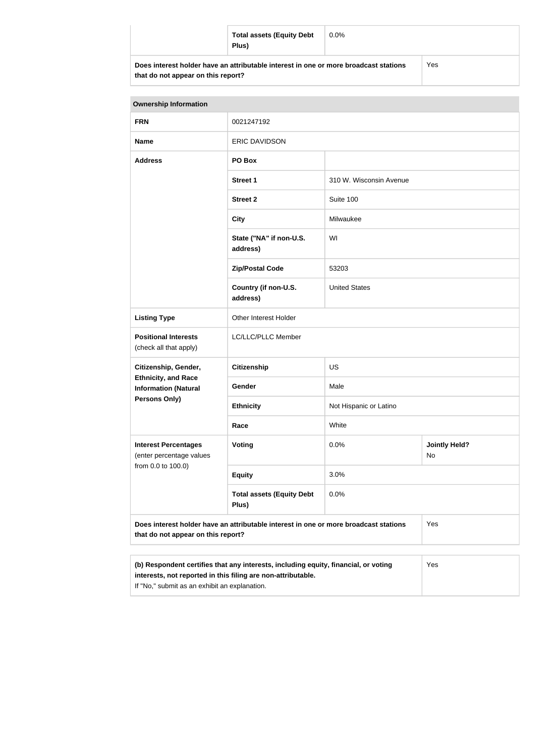| | Total assets (Equity Debt Plus) | 0.0% |
|---|---|---|
| **Does interest holder have an attributable interest in one or more broadcast stations that do not appear on this report?** | | Yes |

| Ownership Information | | | |
|---|---|---|---|
| **FRN** | 0021247192 | | |
| **Name** | ERIC DAVIDSON | | |
| **Address** | **PO Box** | | |
| | **Street 1** | 310 W. Wisconsin Avenue | |
| | **Street 2** | Suite 100 | |
| | **City** | Milwaukee | |
| | **State ("NA" if non-U.S. address)** | WI | |
| | **Zip/Postal Code** | 53203 | |
| | **Country (if non-U.S. address)** | United States | |
| **Listing Type** | Other Interest Holder | | |
| **Positional Interests** (check all that apply) | LC/LLC/PLLC Member | | |
| **Citizenship, Gender, Ethnicity, and Race Information (Natural Persons Only)** | **Citizenship** | US | |
| | **Gender** | Male | |
| | **Ethnicity** | Not Hispanic or Latino | |
| | **Race** | White | |
| **Interest Percentages** (enter percentage values from 0.0 to 100.0) | **Voting** | 0.0% | **Jointly Held?** No |
| | **Equity** | 3.0% | |
| | **Total assets (Equity Debt Plus)** | 0.0% | |
| **Does interest holder have an attributable interest in one or more broadcast stations that do not appear on this report?** | | | Yes |

| **(b) Respondent certifies that any interests, including equity, financial, or voting interests, not reported in this filing are non-attributable.** If "No," submit as an exhibit an explanation. | Yes |
|---|---|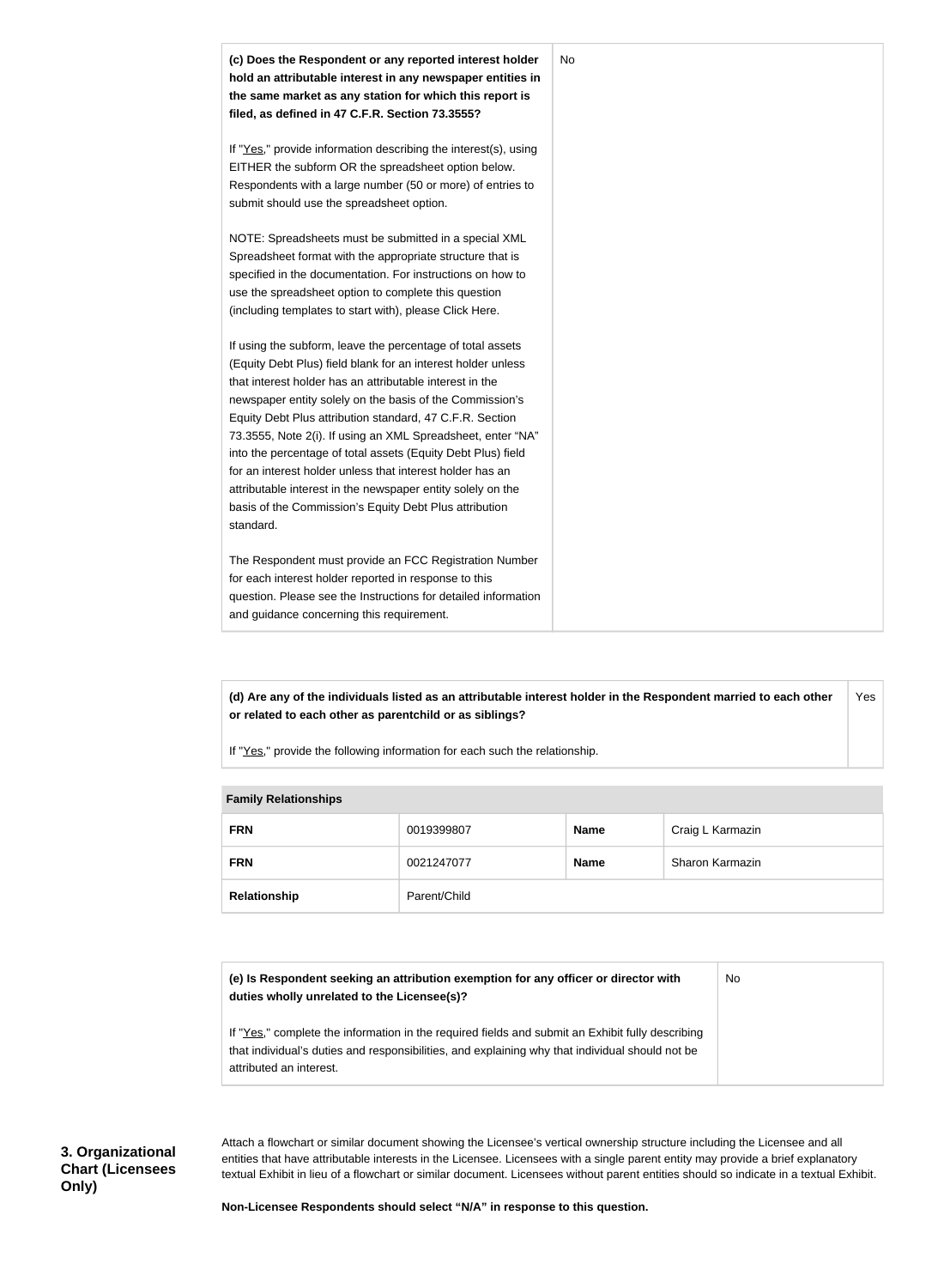| **(c) Does the Respondent or any reported interest holder hold an attributable interest in any newspaper entities in the same market as any station for which this report is filed, as defined in 47 C.F.R. Section 73.3555?**<br><br>If "Yes," provide information describing the interest(s), using EITHER the subform OR the spreadsheet option below. Respondents with a large number (50 or more) of entries to submit should use the spreadsheet option.<br><br>NOTE: Spreadsheets must be submitted in a special XML Spreadsheet format with the appropriate structure that is specified in the documentation. For instructions on how to use the spreadsheet option to complete this question (including templates to start with), please Click Here.<br><br>If using the subform, leave the percentage of total assets (Equity Debt Plus) field blank for an interest holder unless that interest holder has an attributable interest in the newspaper entity solely on the basis of the Commission's Equity Debt Plus attribution standard, 47 C.F.R. Section 73.3555, Note 2(i). If using an XML Spreadsheet, enter "NA" into the percentage of total assets (Equity Debt Plus) field for an interest holder unless that interest holder has an attributable interest in the newspaper entity solely on the basis of the Commission's Equity Debt Plus attribution standard.<br><br>The Respondent must provide an FCC Registration Number for each interest holder reported in response to this question. Please see the Instructions for detailed information and guidance concerning this requirement. | No |
|---|---|

| **(d) Are any of the individuals listed as an attributable interest holder in the Respondent married to each other or related to each other as parentchild or as siblings?**<br><br>If "Yes," provide the following information for each such the relationship. | Yes |
|---|---|

| **Family Relationships** | | | |
|---|---|---|---|
| **FRN** | 0019399807 | **Name** | Craig L Karmazin |
| **FRN** | 0021247077 | **Name** | Sharon Karmazin |
| **Relationship** | Parent/Child | | |

| **(e) Is Respondent seeking an attribution exemption for any officer or director with duties wholly unrelated to the Licensee(s)?**<br><br>If "Yes," complete the information in the required fields and submit an Exhibit fully describing that individual's duties and responsibilities, and explaining why that individual should not be attributed an interest. | No |
|---|---|

### 3. Organizational Chart (Licensees Only)

Attach a flowchart or similar document showing the Licensee's vertical ownership structure including the Licensee and all entities that have attributable interests in the Licensee. Licensees with a single parent entity may provide a brief explanatory textual Exhibit in lieu of a flowchart or similar document. Licensees without parent entities should so indicate in a textual Exhibit.

**Non-Licensee Respondents should select "N/A" in response to this question.**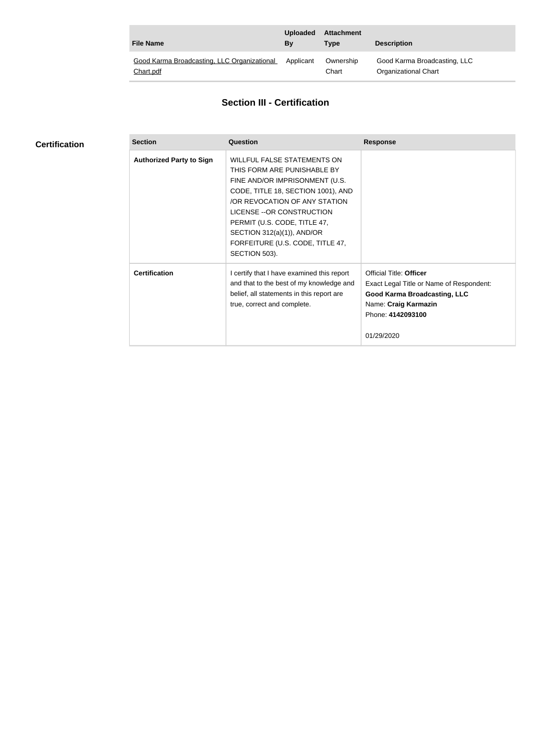| File Name | Uploaded By | Attachment Type | Description |
| --- | --- | --- | --- |
| Good Karma Broadcasting, LLC Organizational Chart.pdf | Applicant | Ownership Chart | Good Karma Broadcasting, LLC Organizational Chart |

## Section III - Certification

**Certification**

| Section | Question | Response |
| --- | --- | --- |
| **Authorized Party to Sign** | WILLFUL FALSE STATEMENTS ON THIS FORM ARE PUNISHABLE BY FINE AND/OR IMPRISONMENT (U.S. CODE, TITLE 18, SECTION 1001), AND /OR REVOCATION OF ANY STATION LICENSE --OR CONSTRUCTION PERMIT (U.S. CODE, TITLE 47, SECTION 312(a)(1)), AND/OR FORFEITURE (U.S. CODE, TITLE 47, SECTION 503). | |
| **Certification** | I certify that I have examined this report and that to the best of my knowledge and belief, all statements in this report are true, correct and complete. | Official Title: **Officer**<br>Exact Legal Title or Name of Respondent: **Good Karma Broadcasting, LLC**<br>Name: **Craig Karmazin**<br>Phone: **4142093100**<br><br>01/29/2020 |